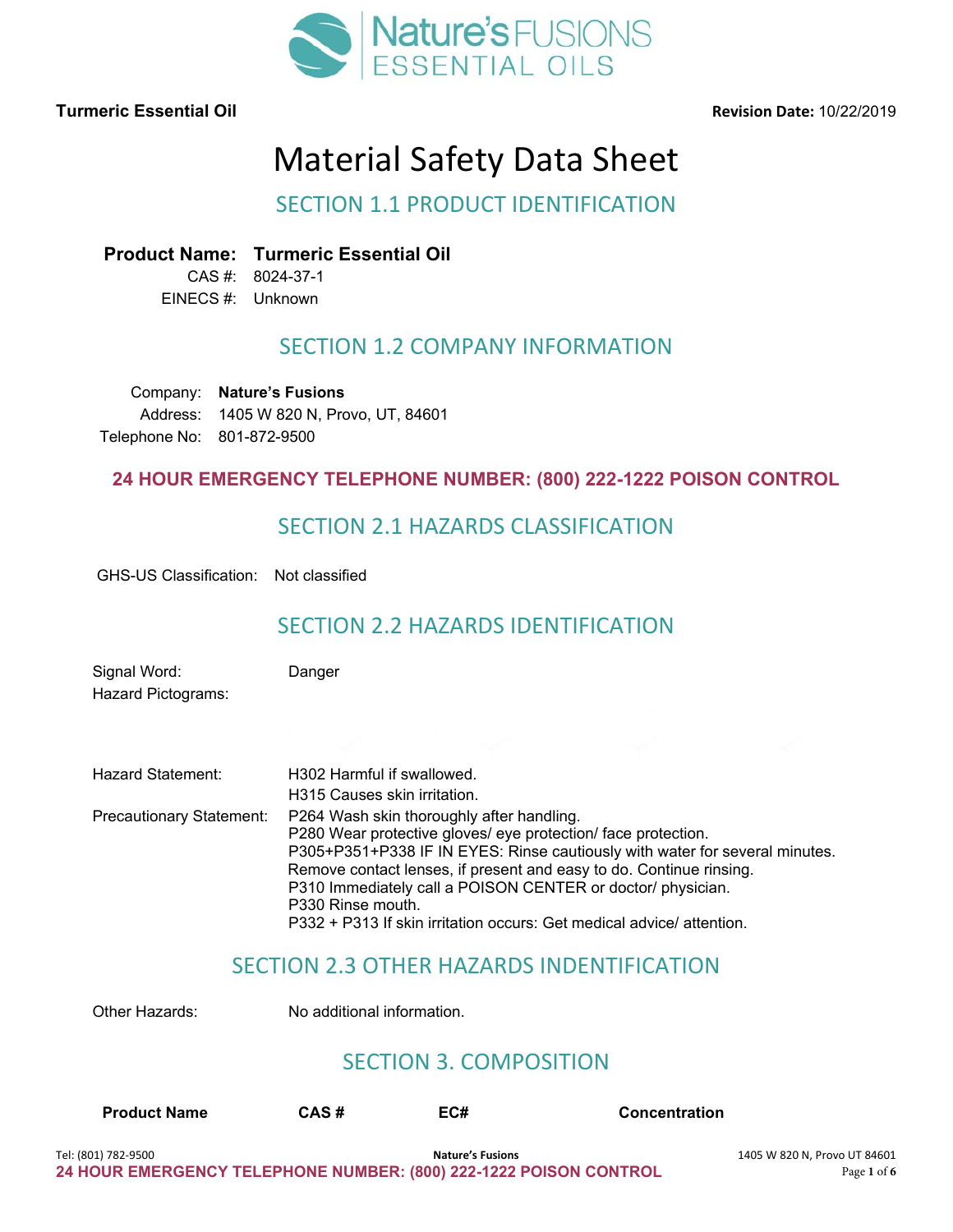**Turmeric Essential Oil** **Revision Date:** 10/22/2019

# Material Safety Data Sheet

## SECTION 1.1 PRODUCT IDENTIFICATION

**Product Name:** **Turmeric Essential Oil**
CAS #: 8024-37-1
EINECS #: Unknown

## SECTION 1.2 COMPANY INFORMATION

Company: **Nature's Fusions**
Address: 1405 W 820 N, Provo, UT, 84601
Telephone No: 801-872-9500

**24 HOUR EMERGENCY TELEPHONE NUMBER: (800) 222-1222 POISON CONTROL**

## SECTION 2.1 HAZARDS CLASSIFICATION

GHS-US Classification: Not classified

## SECTION 2.2 HAZARDS IDENTIFICATION

Signal Word: Danger
Hazard Pictograms:

Hazard Statement:
H302 Harmful if swallowed.
H315 Causes skin irritation.

Precautionary Statement:
P264 Wash skin thoroughly after handling.
P280 Wear protective gloves/ eye protection/ face protection.
P305+P351+P338 IF IN EYES: Rinse cautiously with water for several minutes. Remove contact lenses, if present and easy to do. Continue rinsing.
P310 Immediately call a POISON CENTER or doctor/ physician.
P330 Rinse mouth.
P332 + P313 If skin irritation occurs: Get medical advice/ attention.

## SECTION 2.3 OTHER HAZARDS INDENTIFICATION

Other Hazards: No additional information.

## SECTION 3. COMPOSITION

| Product Name | CAS # | EC# | Concentration |
|---|---|---|---|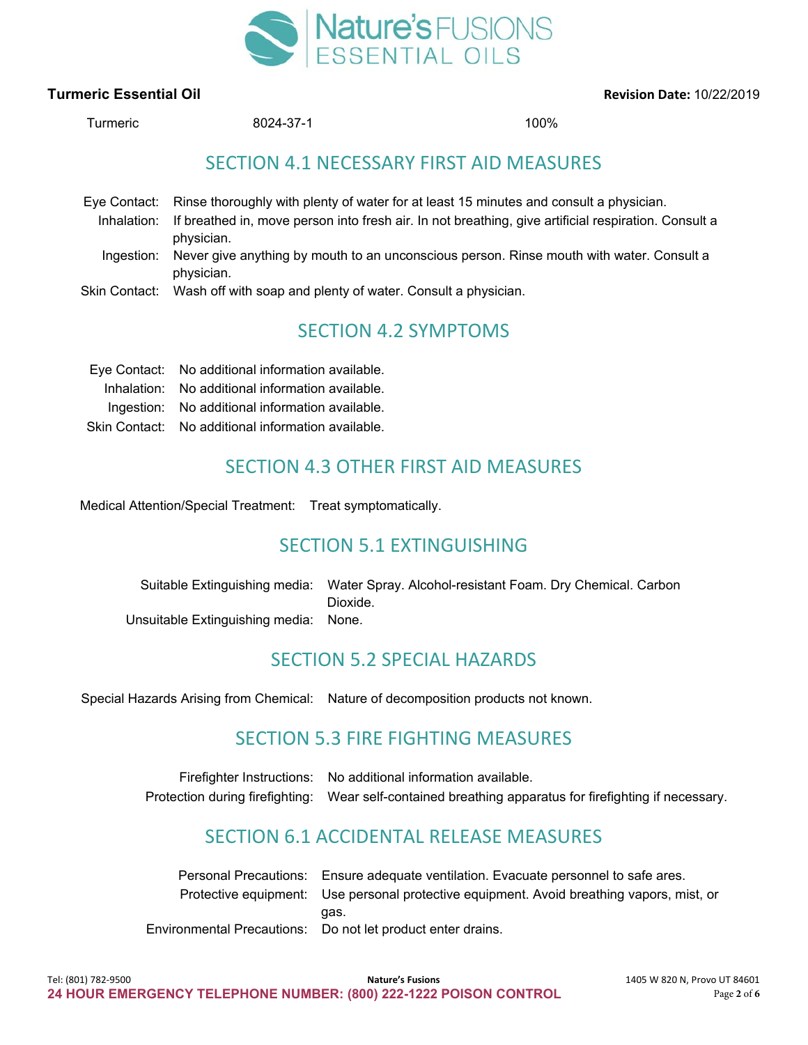**Turmeric Essential Oil** **Revision Date:** 10/22/2019

| | | |
|---|---|---|
| Turmeric | 8024-37-1 | 100% |

## SECTION 4.1 NECESSARY FIRST AID MEASURES

Eye Contact: Rinse thoroughly with plenty of water for at least 15 minutes and consult a physician.

Inhalation: If breathed in, move person into fresh air. In not breathing, give artificial respiration. Consult a physician.

Ingestion: Never give anything by mouth to an unconscious person. Rinse mouth with water. Consult a physician.

Skin Contact: Wash off with soap and plenty of water. Consult a physician.

## SECTION 4.2 SYMPTOMS

Eye Contact: No additional information available.

Inhalation: No additional information available.

Ingestion: No additional information available.

Skin Contact: No additional information available.

## SECTION 4.3 OTHER FIRST AID MEASURES

Medical Attention/Special Treatment: Treat symptomatically.

## SECTION 5.1 EXTINGUISHING

Suitable Extinguishing media: Water Spray. Alcohol-resistant Foam. Dry Chemical. Carbon Dioxide.

Unsuitable Extinguishing media: None.

## SECTION 5.2 SPECIAL HAZARDS

Special Hazards Arising from Chemical: Nature of decomposition products not known.

## SECTION 5.3 FIRE FIGHTING MEASURES

Firefighter Instructions: No additional information available.

Protection during firefighting: Wear self-contained breathing apparatus for firefighting if necessary.

## SECTION 6.1 ACCIDENTAL RELEASE MEASURES

Personal Precautions: Ensure adequate ventilation. Evacuate personnel to safe ares.

Protective equipment: Use personal protective equipment. Avoid breathing vapors, mist, or gas.

Environmental Precautions: Do not let product enter drains.

Tel: (801) 782-9500 **Nature's Fusions** 1405 W 820 N, Provo UT 84601

**24 HOUR EMERGENCY TELEPHONE NUMBER: (800) 222-1222 POISON CONTROL**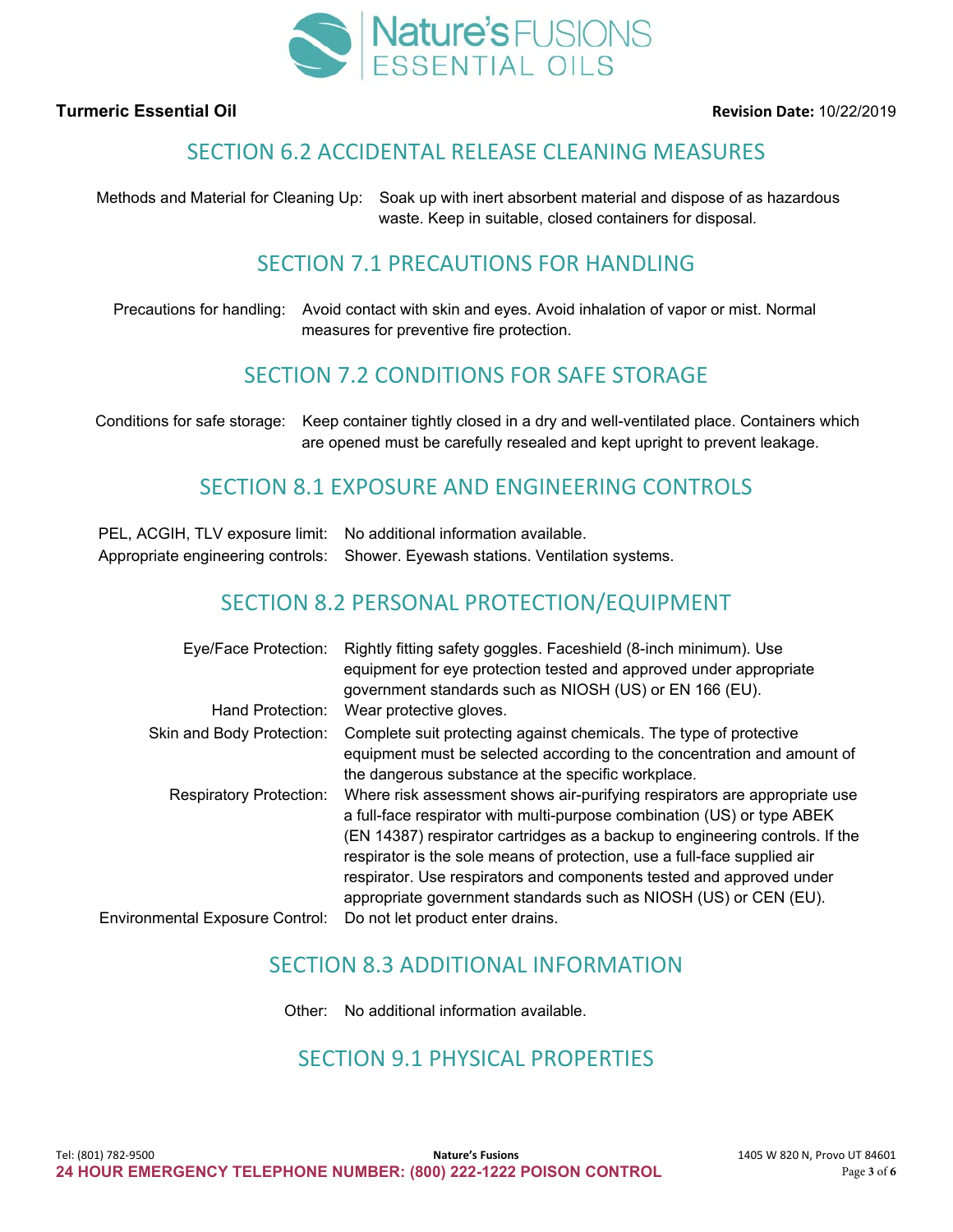## SECTION 6.2 ACCIDENTAL RELEASE CLEANING MEASURES

Methods and Material for Cleaning Up: Soak up with inert absorbent material and dispose of as hazardous waste. Keep in suitable, closed containers for disposal.

## SECTION 7.1 PRECAUTIONS FOR HANDLING

Precautions for handling: Avoid contact with skin and eyes. Avoid inhalation of vapor or mist. Normal measures for preventive fire protection.

## SECTION 7.2 CONDITIONS FOR SAFE STORAGE

Conditions for safe storage: Keep container tightly closed in a dry and well-ventilated place. Containers which are opened must be carefully resealed and kept upright to prevent leakage.

## SECTION 8.1 EXPOSURE AND ENGINEERING CONTROLS

PEL, ACGIH, TLV exposure limit: No additional information available.
Appropriate engineering controls: Shower. Eyewash stations. Ventilation systems.

## SECTION 8.2 PERSONAL PROTECTION/EQUIPMENT

Eye/Face Protection: Rightly fitting safety goggles. Faceshield (8-inch minimum). Use equipment for eye protection tested and approved under appropriate government standards such as NIOSH (US) or EN 166 (EU).

Hand Protection: Wear protective gloves.

Skin and Body Protection: Complete suit protecting against chemicals. The type of protective equipment must be selected according to the concentration and amount of the dangerous substance at the specific workplace.

Respiratory Protection: Where risk assessment shows air-purifying respirators are appropriate use a full-face respirator with multi-purpose combination (US) or type ABEK (EN 14387) respirator cartridges as a backup to engineering controls. If the respirator is the sole means of protection, use a full-face supplied air respirator. Use respirators and components tested and approved under appropriate government standards such as NIOSH (US) or CEN (EU).

Environmental Exposure Control: Do not let product enter drains.

## SECTION 8.3 ADDITIONAL INFORMATION

Other: No additional information available.

## SECTION 9.1 PHYSICAL PROPERTIES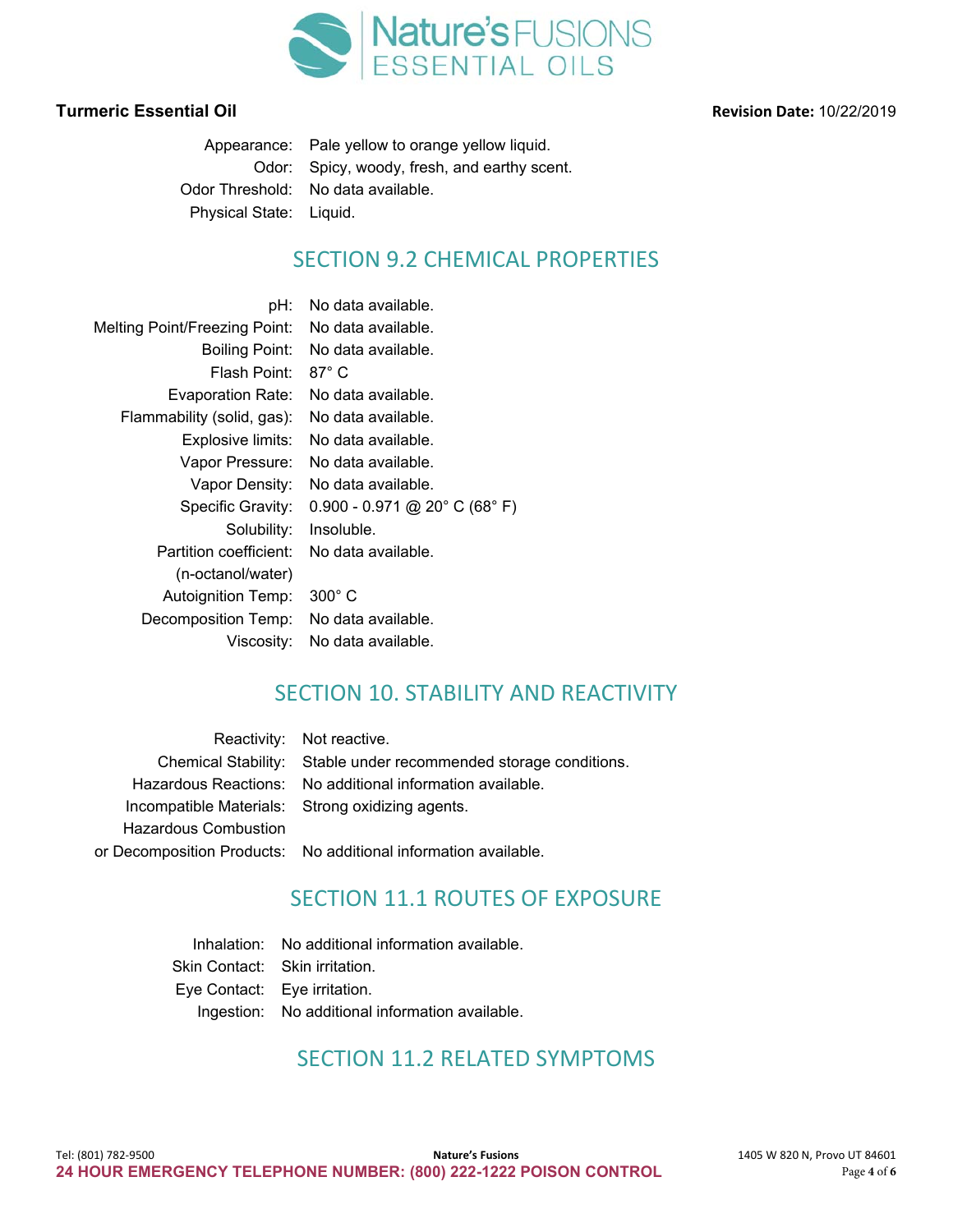| | |
|---|---|
| Appearance: | Pale yellow to orange yellow liquid. |
| Odor: | Spicy, woody, fresh, and earthy scent. |
| Odor Threshold: | No data available. |
| Physical State: | Liquid. |

## SECTION 9.2 CHEMICAL PROPERTIES

| | |
|---|---|
| pH: | No data available. |
| Melting Point/Freezing Point: | No data available. |
| Boiling Point: | No data available. |
| Flash Point: | 87° C |
| Evaporation Rate: | No data available. |
| Flammability (solid, gas): | No data available. |
| Explosive limits: | No data available. |
| Vapor Pressure: | No data available. |
| Vapor Density: | No data available. |
| Specific Gravity: | 0.900 - 0.971 @ 20° C (68° F) |
| Solubility: | Insoluble. |
| Partition coefficient: (n-octanol/water) | No data available. |
| Autoignition Temp: | 300° C |
| Decomposition Temp: | No data available. |
| Viscosity: | No data available. |

## SECTION 10. STABILITY AND REACTIVITY

| | |
|---|---|
| Reactivity: | Not reactive. |
| Chemical Stability: | Stable under recommended storage conditions. |
| Hazardous Reactions: | No additional information available. |
| Incompatible Materials: | Strong oxidizing agents. |
| Hazardous Combustion or Decomposition Products: | No additional information available. |

## SECTION 11.1 ROUTES OF EXPOSURE

| | |
|---|---|
| Inhalation: | No additional information available. |
| Skin Contact: | Skin irritation. |
| Eye Contact: | Eye irritation. |
| Ingestion: | No additional information available. |

## SECTION 11.2 RELATED SYMPTOMS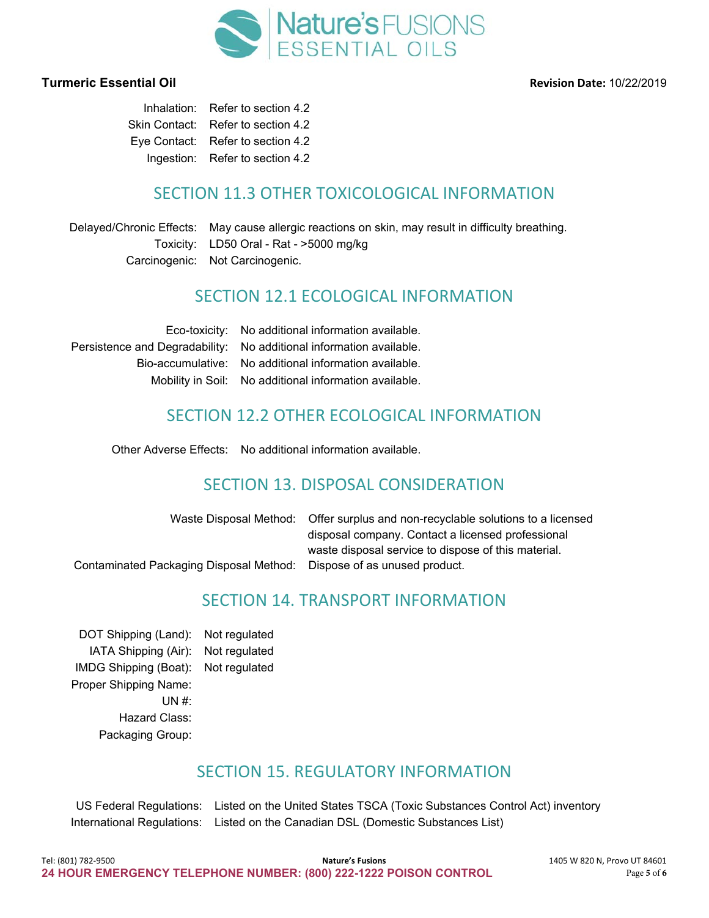| | |
|---|---|
| Inhalation: | Refer to section 4.2 |
| Skin Contact: | Refer to section 4.2 |
| Eye Contact: | Refer to section 4.2 |
| Ingestion: | Refer to section 4.2 |

## SECTION 11.3 OTHER TOXICOLOGICAL INFORMATION

| | |
|---|---|
| Delayed/Chronic Effects: | May cause allergic reactions on skin, may result in difficulty breathing. |
| Toxicity: | LD50 Oral - Rat - >5000 mg/kg |
| Carcinogenic: | Not Carcinogenic. |

## SECTION 12.1 ECOLOGICAL INFORMATION

| | |
|---|---|
| Eco-toxicity: | No additional information available. |
| Persistence and Degradability: | No additional information available. |
| Bio-accumulative: | No additional information available. |
| Mobility in Soil: | No additional information available. |

## SECTION 12.2 OTHER ECOLOGICAL INFORMATION

| | |
|---|---|
| Other Adverse Effects: | No additional information available. |

## SECTION 13. DISPOSAL CONSIDERATION

| | |
|---|---|
| Waste Disposal Method: | Offer surplus and non-recyclable solutions to a licensed disposal company. Contact a licensed professional waste disposal service to dispose of this material. |
| Contaminated Packaging Disposal Method: | Dispose of as unused product. |

## SECTION 14. TRANSPORT INFORMATION

| | |
|---|---|
| DOT Shipping (Land): | Not regulated |
| IATA Shipping (Air): | Not regulated |
| IMDG Shipping (Boat): | Not regulated |
| Proper Shipping Name: | |
| UN #: | |
| Hazard Class: | |
| Packaging Group: | |

## SECTION 15. REGULATORY INFORMATION

| | |
|---|---|
| US Federal Regulations: | Listed on the United States TSCA (Toxic Substances Control Act) inventory |
| International Regulations: | Listed on the Canadian DSL (Domestic Substances List) |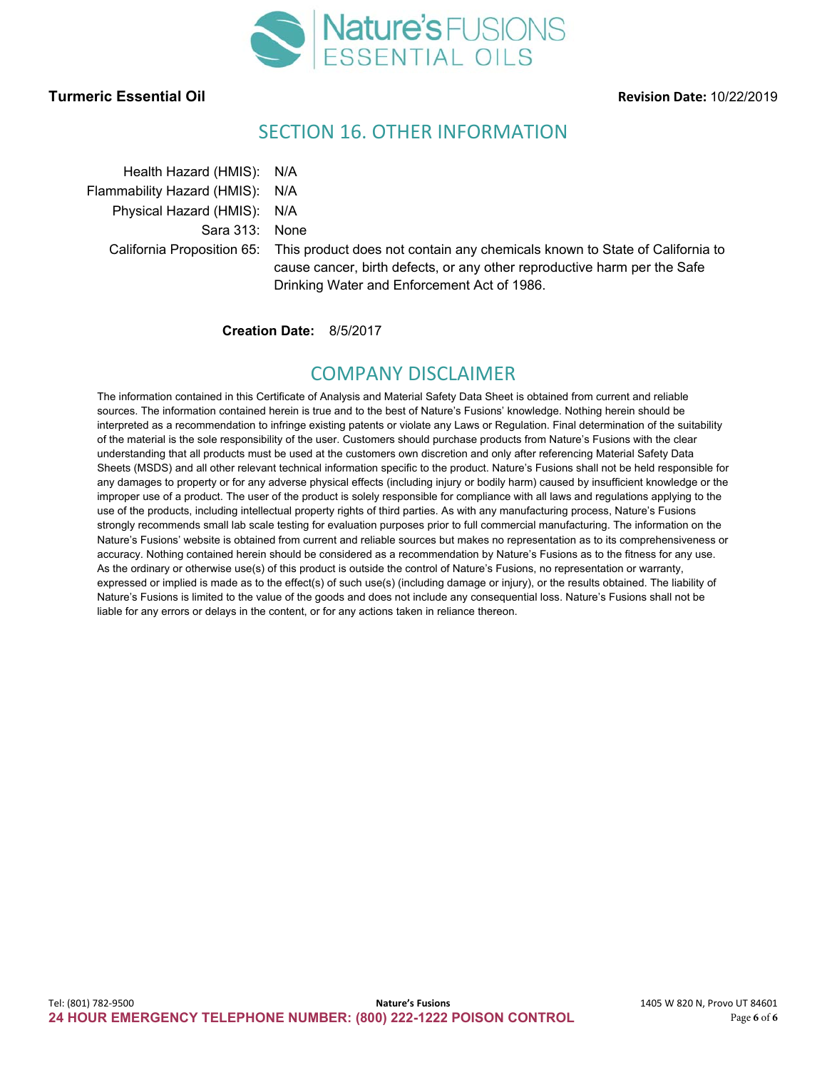**Turmeric Essential Oil** **Revision Date:** 10/22/2019

## SECTION 16. OTHER INFORMATION

| | |
|---|---|
| Health Hazard (HMIS): | N/A |
| Flammability Hazard (HMIS): | N/A |
| Physical Hazard (HMIS): | N/A |
| Sara 313: | None |
| California Proposition 65: | This product does not contain any chemicals known to State of California to cause cancer, birth defects, or any other reproductive harm per the Safe Drinking Water and Enforcement Act of 1986. |

**Creation Date:** 8/5/2017

## COMPANY DISCLAIMER

The information contained in this Certificate of Analysis and Material Safety Data Sheet is obtained from current and reliable sources. The information contained herein is true and to the best of Nature's Fusions' knowledge. Nothing herein should be interpreted as a recommendation to infringe existing patents or violate any Laws or Regulation. Final determination of the suitability of the material is the sole responsibility of the user. Customers should purchase products from Nature's Fusions with the clear understanding that all products must be used at the customers own discretion and only after referencing Material Safety Data Sheets (MSDS) and all other relevant technical information specific to the product. Nature's Fusions shall not be held responsible for any damages to property or for any adverse physical effects (including injury or bodily harm) caused by insufficient knowledge or the improper use of a product. The user of the product is solely responsible for compliance with all laws and regulations applying to the use of the products, including intellectual property rights of third parties. As with any manufacturing process, Nature's Fusions strongly recommends small lab scale testing for evaluation purposes prior to full commercial manufacturing. The information on the Nature's Fusions' website is obtained from current and reliable sources but makes no representation as to its comprehensiveness or accuracy. Nothing contained herein should be considered as a recommendation by Nature's Fusions as to the fitness for any use. As the ordinary or otherwise use(s) of this product is outside the control of Nature's Fusions, no representation or warranty, expressed or implied is made as to the effect(s) of such use(s) (including damage or injury), or the results obtained. The liability of Nature's Fusions is limited to the value of the goods and does not include any consequential loss. Nature's Fusions shall not be liable for any errors or delays in the content, or for any actions taken in reliance thereon.